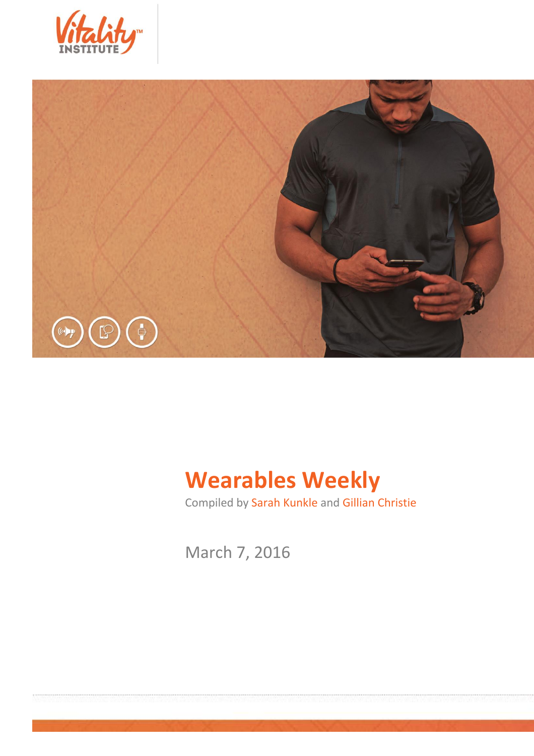Vitality™ INSTITUTE

# Wearables Weekly

Compiled by Sarah Kunkle and Gillian Christie

March 7, 2016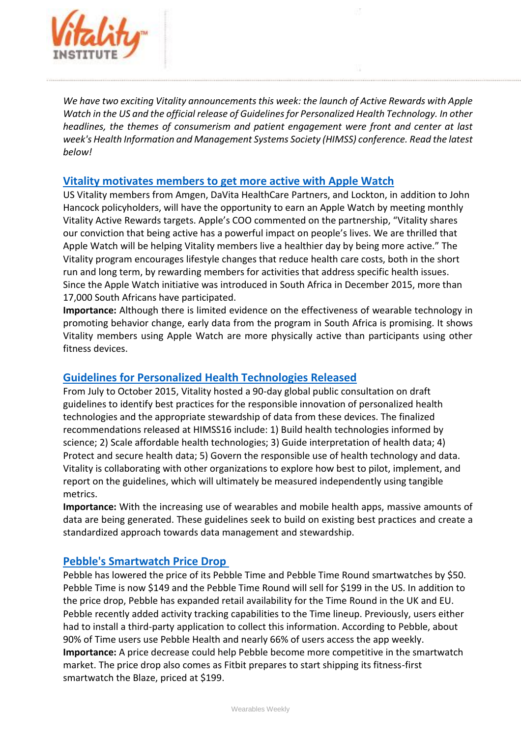*We have two exciting Vitality announcements this week: the launch of Active Rewards with Apple Watch in the US and the official release of Guidelines for Personalized Health Technology. In other headlines, the themes of consumerism and patient engagement were front and center at last week's Health Information and Management Systems Society (HIMSS) conference. Read the latest below!*

## Vitality motivates members to get more active with Apple Watch

US Vitality members from Amgen, DaVita HealthCare Partners, and Lockton, in addition to John Hancock policyholders, will have the opportunity to earn an Apple Watch by meeting monthly Vitality Active Rewards targets. Apple's COO commented on the partnership, "Vitality shares our conviction that being active has a powerful impact on people's lives. We are thrilled that Apple Watch will be helping Vitality members live a healthier day by being more active." The Vitality program encourages lifestyle changes that reduce health care costs, both in the short run and long term, by rewarding members for activities that address specific health issues. Since the Apple Watch initiative was introduced in South Africa in December 2015, more than 17,000 South Africans have participated.

**Importance:** Although there is limited evidence on the effectiveness of wearable technology in promoting behavior change, early data from the program in South Africa is promising. It shows Vitality members using Apple Watch are more physically active than participants using other fitness devices.

## Guidelines for Personalized Health Technologies Released

From July to October 2015, Vitality hosted a 90-day global public consultation on draft guidelines to identify best practices for the responsible innovation of personalized health technologies and the appropriate stewardship of data from these devices. The finalized recommendations released at HIMSS16 include: 1) Build health technologies informed by science; 2) Scale affordable health technologies; 3) Guide interpretation of health data; 4) Protect and secure health data; 5) Govern the responsible use of health technology and data. Vitality is collaborating with other organizations to explore how best to pilot, implement, and report on the guidelines, which will ultimately be measured independently using tangible metrics.

**Importance:** With the increasing use of wearables and mobile health apps, massive amounts of data are being generated. These guidelines seek to build on existing best practices and create a standardized approach towards data management and stewardship.

## Pebble's Smartwatch Price Drop

Pebble has lowered the price of its Pebble Time and Pebble Time Round smartwatches by $50. Pebble Time is now $149 and the Pebble Time Round will sell for $199 in the US. In addition to the price drop, Pebble has expanded retail availability for the Time Round in the UK and EU. Pebble recently added activity tracking capabilities to the Time lineup. Previously, users either had to install a third-party application to collect this information. According to Pebble, about 90% of Time users use Pebble Health and nearly 66% of users access the app weekly.

**Importance:** A price decrease could help Pebble become more competitive in the smartwatch market. The price drop also comes as Fitbit prepares to start shipping its fitness-first smartwatch the Blaze, priced at $199.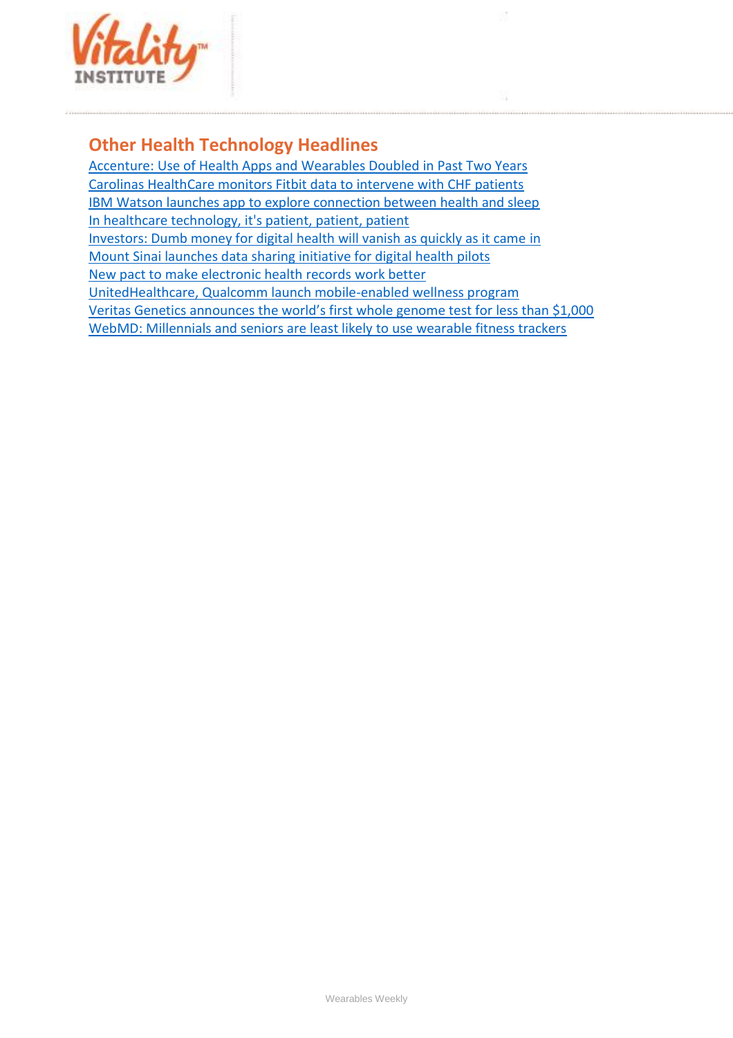## Other Health Technology Headlines

Accenture: Use of Health Apps and Wearables Doubled in Past Two Years
Carolinas HealthCare monitors Fitbit data to intervene with CHF patients
IBM Watson launches app to explore connection between health and sleep
In healthcare technology, it's patient, patient, patient
Investors: Dumb money for digital health will vanish as quickly as it came in
Mount Sinai launches data sharing initiative for digital health pilots
New pact to make electronic health records work better
UnitedHealthcare, Qualcomm launch mobile-enabled wellness program
Veritas Genetics announces the world's first whole genome test for less than $1,000
WebMD: Millennials and seniors are least likely to use wearable fitness trackers